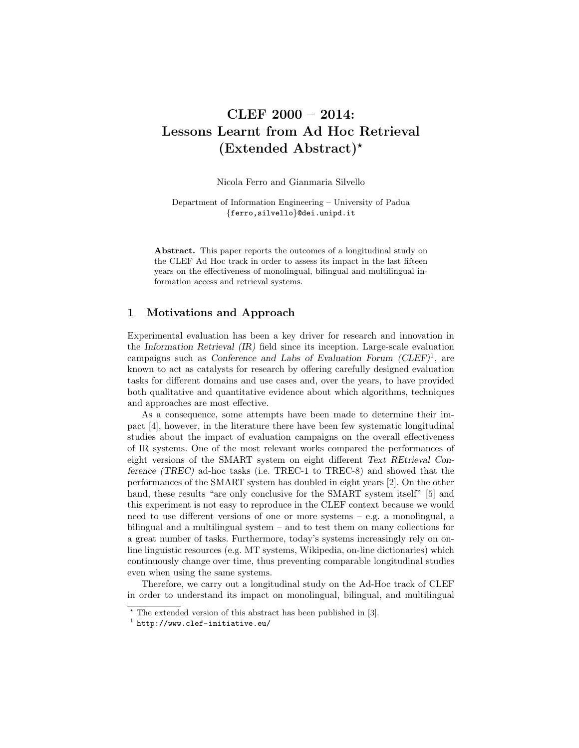# CLEF 2000 – 2014: Lessons Learnt from Ad Hoc Retrieval (Extended Abstract)*

Nicola Ferro and Gianmaria Silvello

Department of Information Engineering – University of Padua
{ferro,silvello}@dei.unipd.it

**Abstract.** This paper reports the outcomes of a longitudinal study on the CLEF Ad Hoc track in order to assess its impact in the last fifteen years on the effectiveness of monolingual, bilingual and multilingual information access and retrieval systems.

## 1 Motivations and Approach

Experimental evaluation has been a key driver for research and innovation in the *Information Retrieval (IR)* field since its inception. Large-scale evaluation campaigns such as *Conference and Labs of Evaluation Forum (CLEF)*[1], are known to act as catalysts for research by offering carefully designed evaluation tasks for different domains and use cases and, over the years, to have provided both qualitative and quantitative evidence about which algorithms, techniques and approaches are most effective.

As a consequence, some attempts have been made to determine their impact [4], however, in the literature there have been few systematic longitudinal studies about the impact of evaluation campaigns on the overall effectiveness of IR systems. One of the most relevant works compared the performances of eight versions of the SMART system on eight different *Text REtrieval Conference (TREC)* ad-hoc tasks (i.e. TREC-1 to TREC-8) and showed that the performances of the SMART system has doubled in eight years [2]. On the other hand, these results "are only conclusive for the SMART system itself" [5] and this experiment is not easy to reproduce in the CLEF context because we would need to use different versions of one or more systems – e.g. a monolingual, a bilingual and a multilingual system – and to test them on many collections for a great number of tasks. Furthermore, today's systems increasingly rely on on-line linguistic resources (e.g. MT systems, Wikipedia, on-line dictionaries) which continuously change over time, thus preventing comparable longitudinal studies even when using the same systems.

Therefore, we carry out a longitudinal study on the Ad-Hoc track of CLEF in order to understand its impact on monolingual, bilingual, and multilingual

---

* The extended version of this abstract has been published in [3].

[1] http://www.clef-initiative.eu/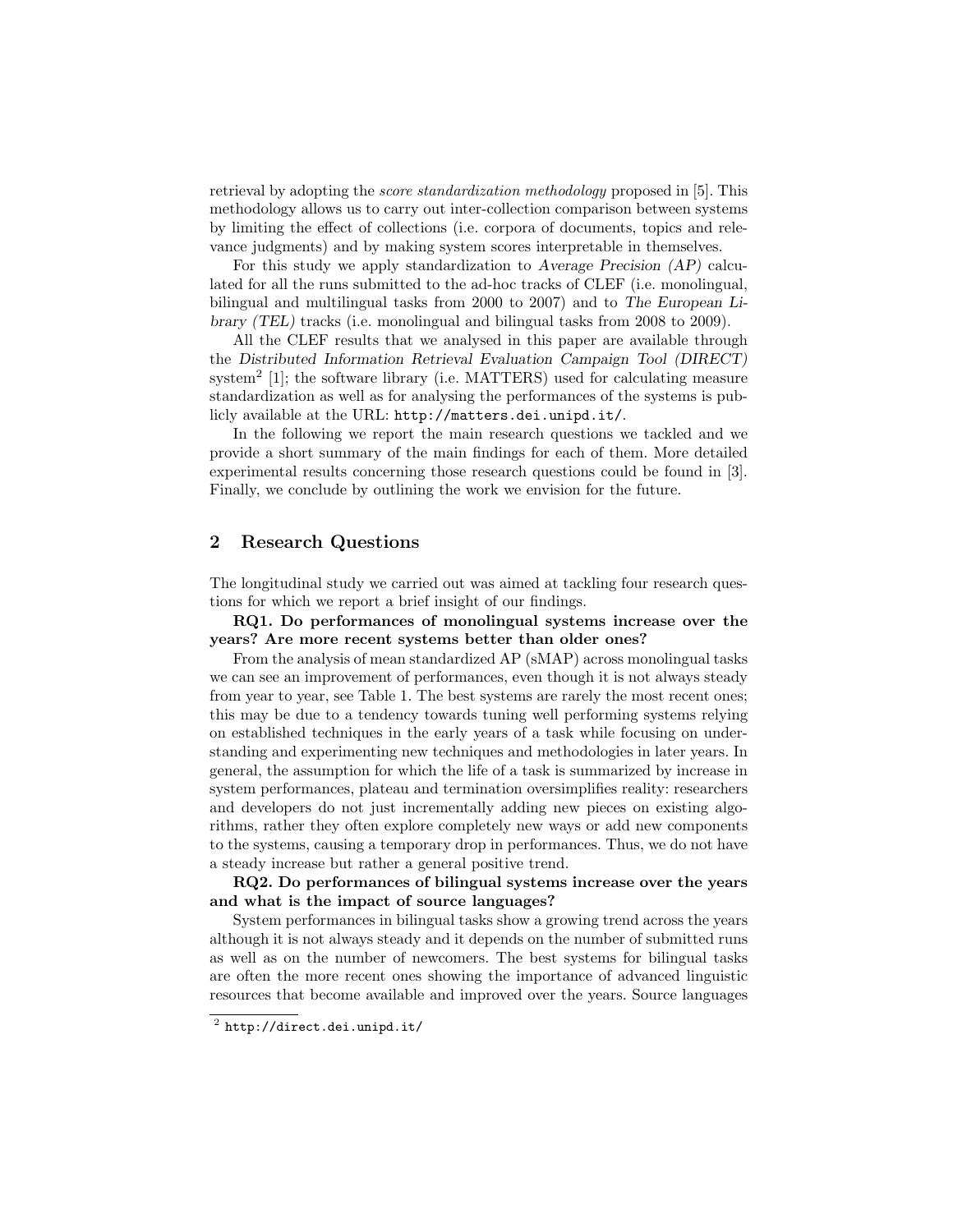retrieval by adopting the *score standardization methodology* proposed in [5]. This methodology allows us to carry out inter-collection comparison between systems by limiting the effect of collections (i.e. corpora of documents, topics and relevance judgments) and by making system scores interpretable in themselves.

For this study we apply standardization to *Average Precision (AP)* calculated for all the runs submitted to the ad-hoc tracks of CLEF (i.e. monolingual, bilingual and multilingual tasks from 2000 to 2007) and to *The European Library (TEL)* tracks (i.e. monolingual and bilingual tasks from 2008 to 2009).

All the CLEF results that we analysed in this paper are available through the *Distributed Information Retrieval Evaluation Campaign Tool (DIRECT)* system[2] [1]; the software library (i.e. MATTERS) used for calculating measure standardization as well as for analysing the performances of the systems is publicly available at the URL: `http://matters.dei.unipd.it/`.

In the following we report the main research questions we tackled and we provide a short summary of the main findings for each of them. More detailed experimental results concerning those research questions could be found in [3]. Finally, we conclude by outlining the work we envision for the future.

## 2 Research Questions

The longitudinal study we carried out was aimed at tackling four research questions for which we report a brief insight of our findings.

**RQ1. Do performances of monolingual systems increase over the years? Are more recent systems better than older ones?**

From the analysis of mean standardized AP (sMAP) across monolingual tasks we can see an improvement of performances, even though it is not always steady from year to year, see Table 1. The best systems are rarely the most recent ones; this may be due to a tendency towards tuning well performing systems relying on established techniques in the early years of a task while focusing on understanding and experimenting new techniques and methodologies in later years. In general, the assumption for which the life of a task is summarized by increase in system performances, plateau and termination oversimplifies reality: researchers and developers do not just incrementally adding new pieces on existing algorithms, rather they often explore completely new ways or add new components to the systems, causing a temporary drop in performances. Thus, we do not have a steady increase but rather a general positive trend.

**RQ2. Do performances of bilingual systems increase over the years and what is the impact of source languages?**

System performances in bilingual tasks show a growing trend across the years although it is not always steady and it depends on the number of submitted runs as well as on the number of newcomers. The best systems for bilingual tasks are often the more recent ones showing the importance of advanced linguistic resources that become available and improved over the years. Source languages

[2] `http://direct.dei.unipd.it/`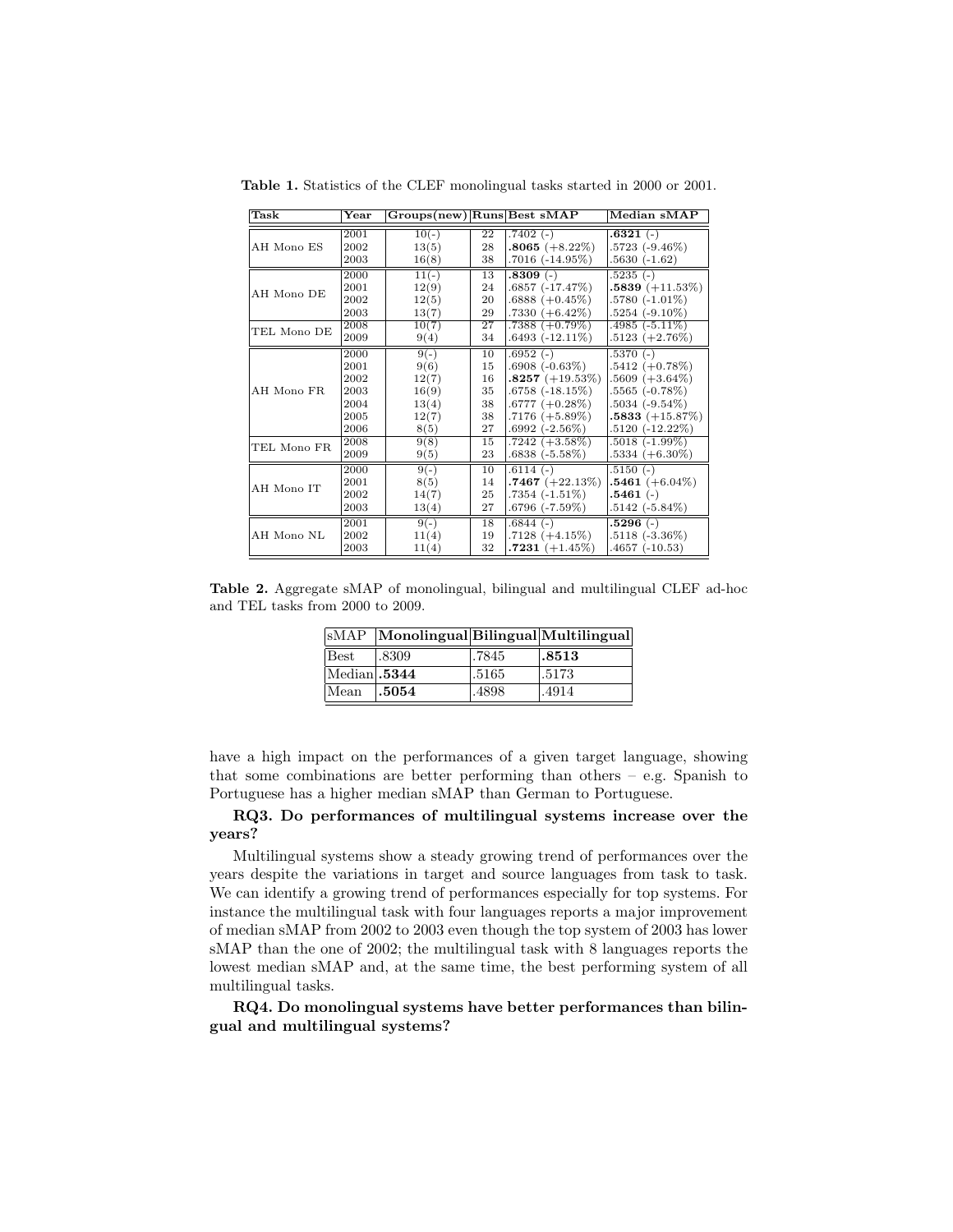**Table 1.** Statistics of the CLEF monolingual tasks started in 2000 or 2001.

| Task | Year | Groups(new) | Runs | Best sMAP | Median sMAP |
|---|---|---|---|---|---|
| AH Mono ES | 2001 | 10(-) | 22 | .7402 (-) | **.6321** (-) |
| | 2002 | 13(5) | 28 | **.8065** (+8.22%) | .5723 (-9.46%) |
| | 2003 | 16(8) | 38 | .7016 (-14.95%) | .5630 (-1.62) |
| AH Mono DE | 2000 | 11(-) | 13 | **.8309** (-) | .5235 (-) |
| | 2001 | 12(9) | 24 | .6857 (-17.47%) | **.5839** (+11.53%) |
| | 2002 | 12(5) | 20 | .6888 (+0.45%) | .5780 (-1.01%) |
| | 2003 | 13(7) | 29 | .7330 (+6.42%) | .5254 (-9.10%) |
| TEL Mono DE | 2008 | 10(7) | 27 | .7388 (+0.79%) | .4985 (-5.11%) |
| | 2009 | 9(4) | 34 | .6493 (-12.11%) | .5123 (+2.76%) |
| AH Mono FR | 2000 | 9(-) | 10 | .6952 (-) | .5370 (-) |
| | 2001 | 9(6) | 15 | .6908 (-0.63%) | .5412 (+0.78%) |
| | 2002 | 12(7) | 16 | **.8257** (+19.53%) | .5609 (+3.64%) |
| | 2003 | 16(9) | 35 | .6758 (-18.15%) | .5565 (-0.78%) |
| | 2004 | 13(4) | 38 | .6777 (+0.28%) | .5034 (-9.54%) |
| | 2005 | 12(7) | 38 | .7176 (+5.89%) | **.5833** (+15.87%) |
| | 2006 | 8(5) | 27 | .6992 (-2.56%) | .5120 (-12.22%) |
| TEL Mono FR | 2008 | 9(8) | 15 | .7242 (+3.58%) | .5018 (-1.99%) |
| | 2009 | 9(5) | 23 | .6838 (-5.58%) | .5334 (+6.30%) |
| AH Mono IT | 2000 | 9(-) | 10 | .6114 (-) | .5150 (-) |
| | 2001 | 8(5) | 14 | **.7467** (+22.13%) | **.5461** (+6.04%) |
| | 2002 | 14(7) | 25 | .7354 (-1.51%) | **.5461** (-) |
| | 2003 | 13(4) | 27 | .6796 (-7.59%) | .5142 (-5.84%) |
| AH Mono NL | 2001 | 9(-) | 18 | .6844 (-) | **.5296** (-) |
| | 2002 | 11(4) | 19 | .7128 (+4.15%) | .5118 (-3.36%) |
| | 2003 | 11(4) | 32 | **.7231** (+1.45%) | .4657 (-10.53) |

**Table 2.** Aggregate sMAP of monolingual, bilingual and multilingual CLEF ad-hoc and TEL tasks from 2000 to 2009.

| sMAP | Monolingual | Bilingual | Multilingual |
|---|---|---|---|
| Best | .8309 | .7845 | **.8513** |
| Median | **.5344** | .5165 | .5173 |
| Mean | **.5054** | .4898 | .4914 |

have a high impact on the performances of a given target language, showing that some combinations are better performing than others – e.g. Spanish to Portuguese has a higher median sMAP than German to Portuguese.

**RQ3. Do performances of multilingual systems increase over the years?**

Multilingual systems show a steady growing trend of performances over the years despite the variations in target and source languages from task to task. We can identify a growing trend of performances especially for top systems. For instance the multilingual task with four languages reports a major improvement of median sMAP from 2002 to 2003 even though the top system of 2003 has lower sMAP than the one of 2002; the multilingual task with 8 languages reports the lowest median sMAP and, at the same time, the best performing system of all multilingual tasks.

**RQ4. Do monolingual systems have better performances than bilingual and multilingual systems?**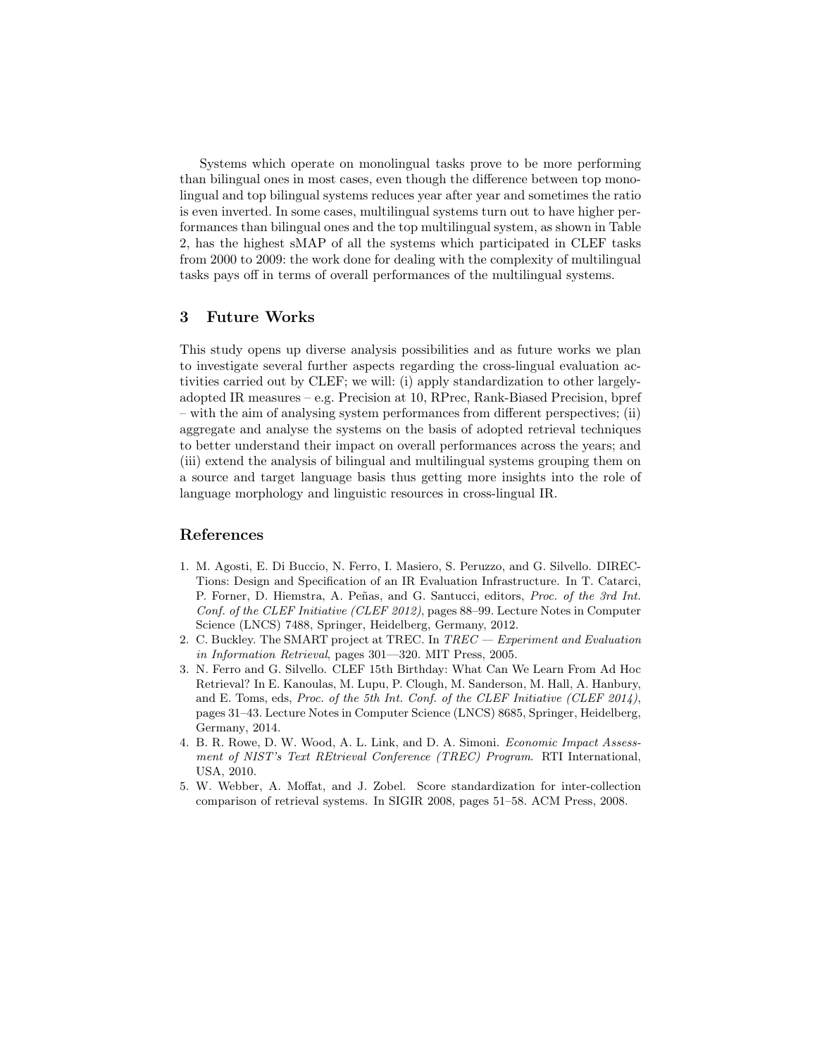Systems which operate on monolingual tasks prove to be more performing than bilingual ones in most cases, even though the difference between top monolingual and top bilingual systems reduces year after year and sometimes the ratio is even inverted. In some cases, multilingual systems turn out to have higher performances than bilingual ones and the top multilingual system, as shown in Table 2, has the highest sMAP of all the systems which participated in CLEF tasks from 2000 to 2009: the work done for dealing with the complexity of multilingual tasks pays off in terms of overall performances of the multilingual systems.

## 3 Future Works

This study opens up diverse analysis possibilities and as future works we plan to investigate several further aspects regarding the cross-lingual evaluation activities carried out by CLEF; we will: (i) apply standardization to other largely-adopted IR measures – e.g. Precision at 10, RPrec, Rank-Biased Precision, bpref – with the aim of analysing system performances from different perspectives; (ii) aggregate and analyse the systems on the basis of adopted retrieval techniques to better understand their impact on overall performances across the years; and (iii) extend the analysis of bilingual and multilingual systems grouping them on a source and target language basis thus getting more insights into the role of language morphology and linguistic resources in cross-lingual IR.

## References

1. M. Agosti, E. Di Buccio, N. Ferro, I. Masiero, S. Peruzzo, and G. Silvello. DIRECTions: Design and Specification of an IR Evaluation Infrastructure. In T. Catarci, P. Forner, D. Hiemstra, A. Peñas, and G. Santucci, editors, *Proc. of the 3rd Int. Conf. of the CLEF Initiative (CLEF 2012)*, pages 88–99. Lecture Notes in Computer Science (LNCS) 7488, Springer, Heidelberg, Germany, 2012.
2. C. Buckley. The SMART project at TREC. In *TREC — Experiment and Evaluation in Information Retrieval*, pages 301—320. MIT Press, 2005.
3. N. Ferro and G. Silvello. CLEF 15th Birthday: What Can We Learn From Ad Hoc Retrieval? In E. Kanoulas, M. Lupu, P. Clough, M. Sanderson, M. Hall, A. Hanbury, and E. Toms, eds, *Proc. of the 5th Int. Conf. of the CLEF Initiative (CLEF 2014)*, pages 31–43. Lecture Notes in Computer Science (LNCS) 8685, Springer, Heidelberg, Germany, 2014.
4. B. R. Rowe, D. W. Wood, A. L. Link, and D. A. Simoni. *Economic Impact Assessment of NIST's Text REtrieval Conference (TREC) Program*. RTI International, USA, 2010.
5. W. Webber, A. Moffat, and J. Zobel. Score standardization for inter-collection comparison of retrieval systems. In SIGIR 2008, pages 51–58. ACM Press, 2008.